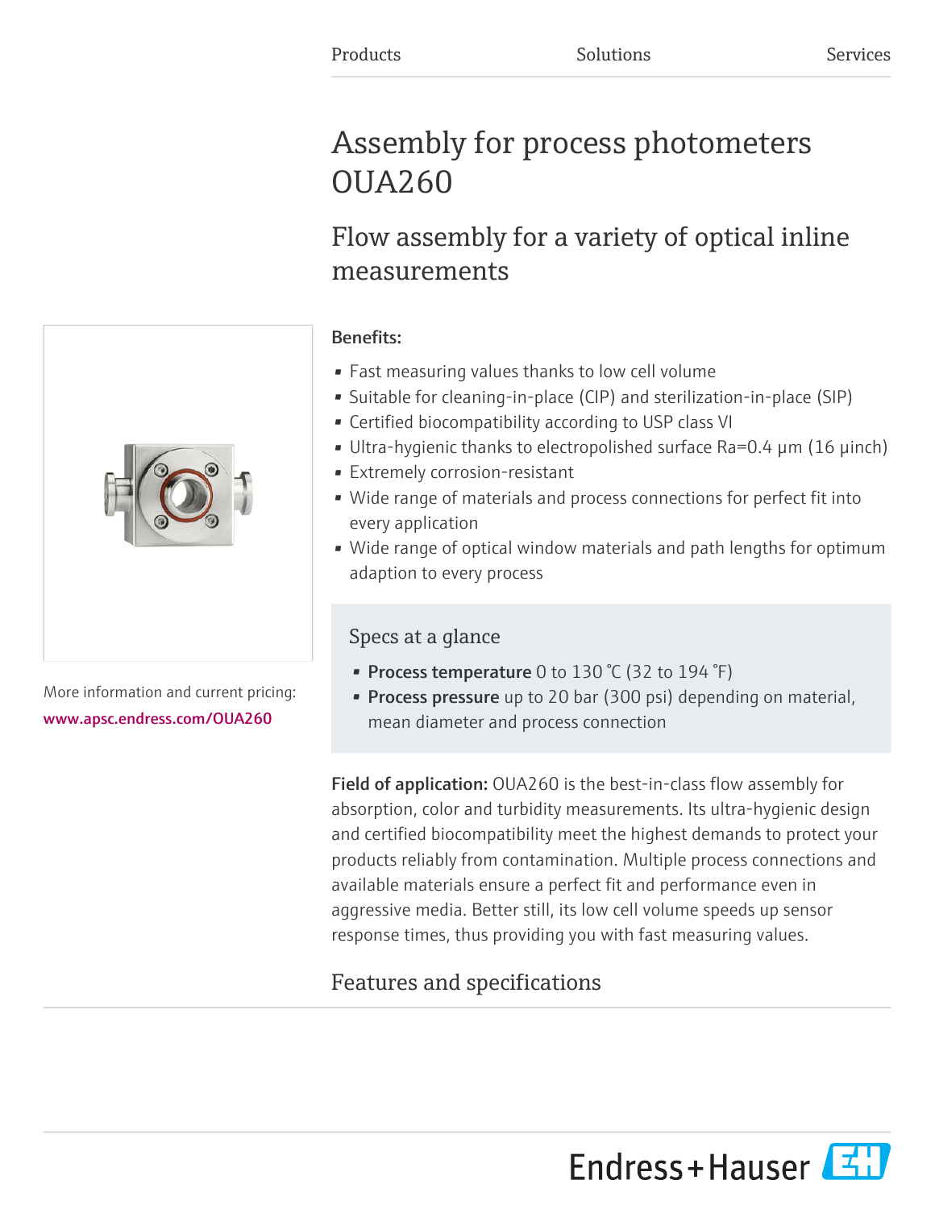Products Solutions Services

# Assembly for process photometers OUA260

## Flow assembly for a variety of optical inline measurements

More information and current pricing:
www.apsc.endress.com/OUA260

**Benefits:**

- Fast measuring values thanks to low cell volume
- Suitable for cleaning-in-place (CIP) and sterilization-in-place (SIP)
- Certified biocompatibility according to USP class VI
- Ultra-hygienic thanks to electropolished surface Ra=0.4 µm (16 µinch)
- Extremely corrosion-resistant
- Wide range of materials and process connections for perfect fit into every application
- Wide range of optical window materials and path lengths for optimum adaption to every process

### Specs at a glance

- **Process temperature** 0 to 130 °C (32 to 194 °F)
- **Process pressure** up to 20 bar (300 psi) depending on material, mean diameter and process connection

**Field of application:** OUA260 is the best-in-class flow assembly for absorption, color and turbidity measurements. Its ultra-hygienic design and certified biocompatibility meet the highest demands to protect your products reliably from contamination. Multiple process connections and available materials ensure a perfect fit and performance even in aggressive media. Better still, its low cell volume speeds up sensor response times, thus providing you with fast measuring values.

## Features and specifications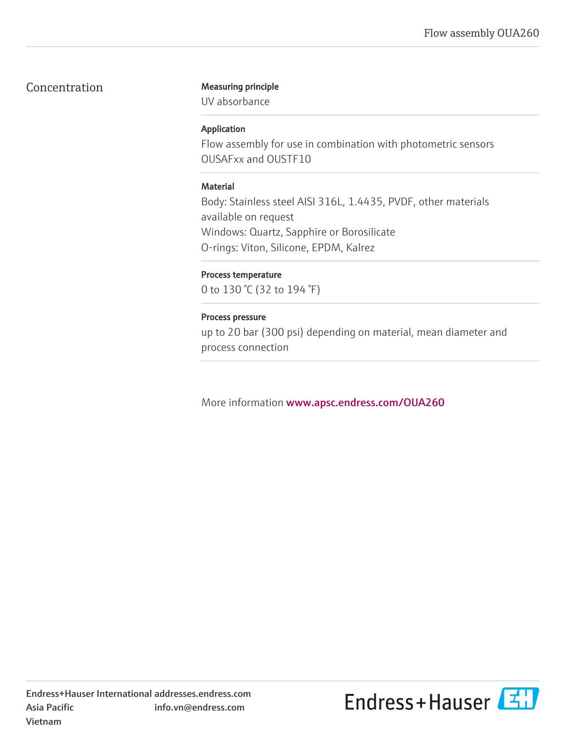## Concentration

**Measuring principle**

UV absorbance

**Application**

Flow assembly for use in combination with photometric sensors OUSAFxx and OUSTF10

**Material**

Body: Stainless steel AISI 316L, 1.4435, PVDF, other materials available on request
Windows: Quartz, Sapphire or Borosilicate
O-rings: Viton, Silicone, EPDM, Kalrez

**Process temperature**

0 to 130 °C (32 to 194 °F)

**Process pressure**

up to 20 bar (300 psi) depending on material, mean diameter and process connection

More information **www.apsc.endress.com/OUA260**

Endress+Hauser International addresses.endress.com
Asia Pacific info.vn@endress.com
Vietnam

Endress+Hauser